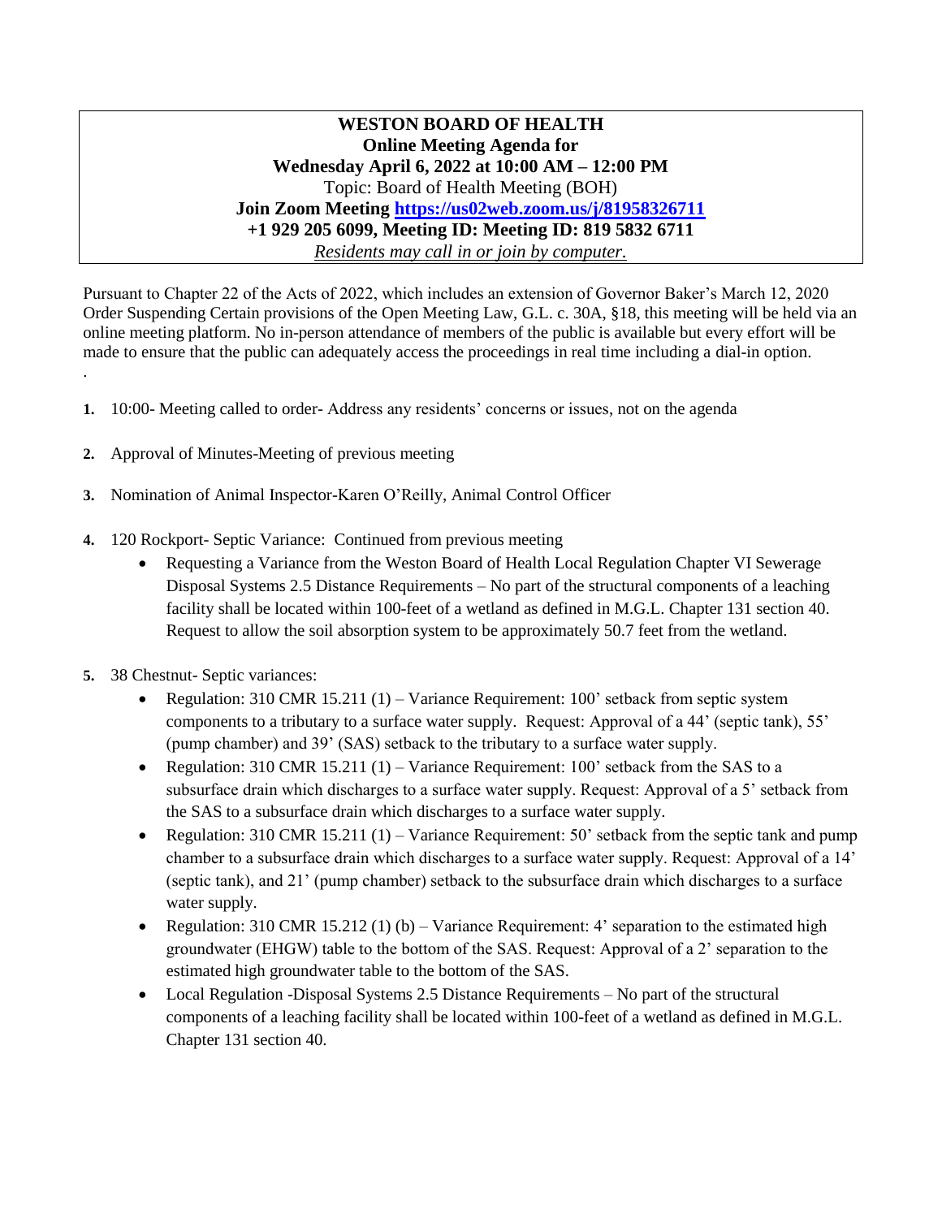**WESTON BOARD OF HEALTH**
**Online Meeting Agenda for**
**Wednesday April 6, 2022 at 10:00 AM – 12:00 PM**
Topic: Board of Health Meeting (BOH)
**Join Zoom Meeting [https://us02web.zoom.us/j/81958326711](https://us02web.zoom.us/j/81958326711)**
**+1 929 205 6099, Meeting ID: Meeting ID: 819 5832 6711**
*Residents may call in or join by computer.*

Pursuant to Chapter 22 of the Acts of 2022, which includes an extension of Governor Baker's March 12, 2020 Order Suspending Certain provisions of the Open Meeting Law, G.L. c. 30A, §18, this meeting will be held via an online meeting platform. No in-person attendance of members of the public is available but every effort will be made to ensure that the public can adequately access the proceedings in real time including a dial-in option.

.

1. 10:00- Meeting called to order- Address any residents' concerns or issues, not on the agenda

2. Approval of Minutes-Meeting of previous meeting

3. Nomination of Animal Inspector-Karen O'Reilly, Animal Control Officer

4. 120 Rockport- Septic Variance: Continued from previous meeting
   - Requesting a Variance from the Weston Board of Health Local Regulation Chapter VI Sewerage Disposal Systems 2.5 Distance Requirements – No part of the structural components of a leaching facility shall be located within 100-feet of a wetland as defined in M.G.L. Chapter 131 section 40. Request to allow the soil absorption system to be approximately 50.7 feet from the wetland.

5. 38 Chestnut- Septic variances:
   - Regulation: 310 CMR 15.211 (1) – Variance Requirement: 100' setback from septic system components to a tributary to a surface water supply. Request: Approval of a 44' (septic tank), 55' (pump chamber) and 39' (SAS) setback to the tributary to a surface water supply.
   - Regulation: 310 CMR 15.211 (1) – Variance Requirement: 100' setback from the SAS to a subsurface drain which discharges to a surface water supply. Request: Approval of a 5' setback from the SAS to a subsurface drain which discharges to a surface water supply.
   - Regulation: 310 CMR 15.211 (1) – Variance Requirement: 50' setback from the septic tank and pump chamber to a subsurface drain which discharges to a surface water supply. Request: Approval of a 14' (septic tank), and 21' (pump chamber) setback to the subsurface drain which discharges to a surface water supply.
   - Regulation: 310 CMR 15.212 (1) (b) – Variance Requirement: 4' separation to the estimated high groundwater (EHGW) table to the bottom of the SAS. Request: Approval of a 2' separation to the estimated high groundwater table to the bottom of the SAS.
   - Local Regulation -Disposal Systems 2.5 Distance Requirements – No part of the structural components of a leaching facility shall be located within 100-feet of a wetland as defined in M.G.L. Chapter 131 section 40.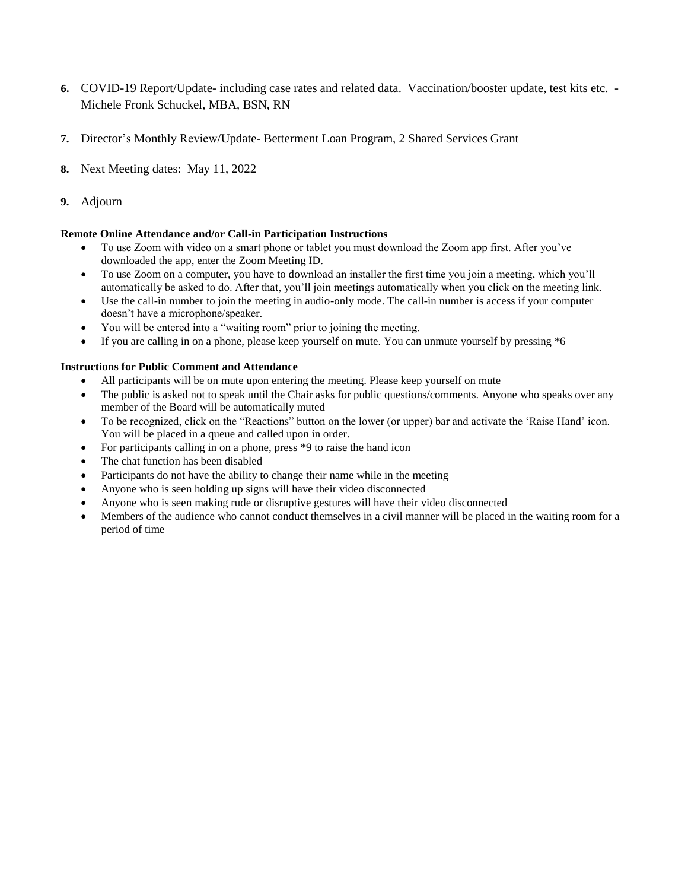6. COVID-19 Report/Update- including case rates and related data. Vaccination/booster update, test kits etc. - Michele Fronk Schuckel, MBA, BSN, RN

7. Director's Monthly Review/Update- Betterment Loan Program, 2 Shared Services Grant

8. Next Meeting dates: May 11, 2022

9. Adjourn

**Remote Online Attendance and/or Call-in Participation Instructions**

- To use Zoom with video on a smart phone or tablet you must download the Zoom app first. After you've downloaded the app, enter the Zoom Meeting ID.
- To use Zoom on a computer, you have to download an installer the first time you join a meeting, which you'll automatically be asked to do. After that, you'll join meetings automatically when you click on the meeting link.
- Use the call-in number to join the meeting in audio-only mode. The call-in number is access if your computer doesn't have a microphone/speaker.
- You will be entered into a "waiting room" prior to joining the meeting.
- If you are calling in on a phone, please keep yourself on mute. You can unmute yourself by pressing *6

**Instructions for Public Comment and Attendance**

- All participants will be on mute upon entering the meeting. Please keep yourself on mute
- The public is asked not to speak until the Chair asks for public questions/comments. Anyone who speaks over any member of the Board will be automatically muted
- To be recognized, click on the "Reactions" button on the lower (or upper) bar and activate the 'Raise Hand' icon. You will be placed in a queue and called upon in order.
- For participants calling in on a phone, press *9 to raise the hand icon
- The chat function has been disabled
- Participants do not have the ability to change their name while in the meeting
- Anyone who is seen holding up signs will have their video disconnected
- Anyone who is seen making rude or disruptive gestures will have their video disconnected
- Members of the audience who cannot conduct themselves in a civil manner will be placed in the waiting room for a period of time